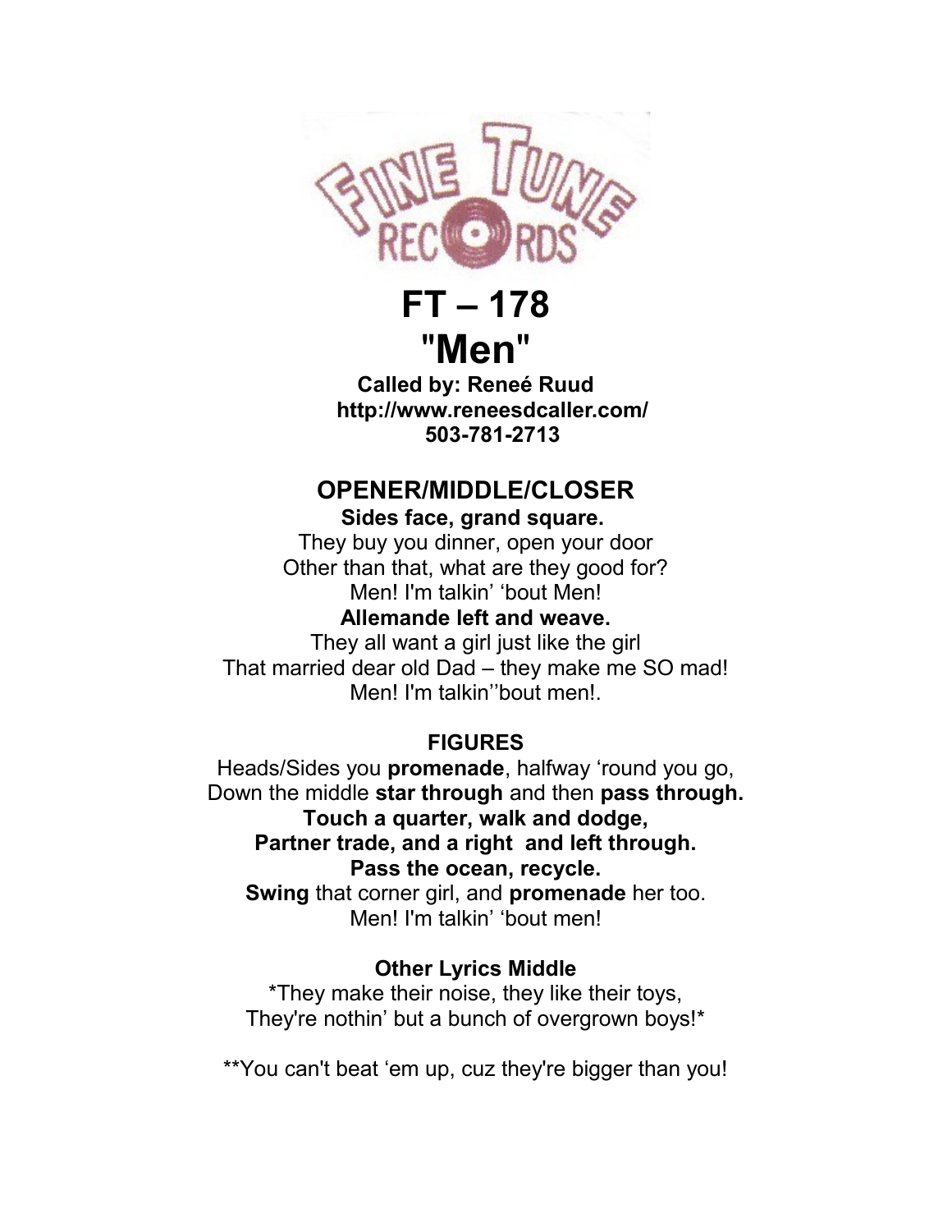# FT – 178

# "Men"

**Called by: Reneé Ruud**
**http://www.reneesdcaller.com/**
**503-781-2713**

## OPENER/MIDDLE/CLOSER

**Sides face, grand square.**
They buy you dinner, open your door
Other than that, what are they good for?
Men! I'm talkin' 'bout Men!
**Allemande left and weave.**
They all want a girl just like the girl
That married dear old Dad – they make me SO mad!
Men! I'm talkin''bout men!.

### FIGURES

Heads/Sides you **promenade**, halfway 'round you go,
Down the middle **star through** and then **pass through.**
**Touch a quarter, walk and dodge,**
**Partner trade, and a right and left through.**
**Pass the ocean, recycle.**
**Swing** that corner girl, and **promenade** her too.
Men! I'm talkin' 'bout men!

### Other Lyrics Middle

*They make their noise, they like their toys,
They're nothin' but a bunch of overgrown boys!*

**You can't beat 'em up, cuz they're bigger than you!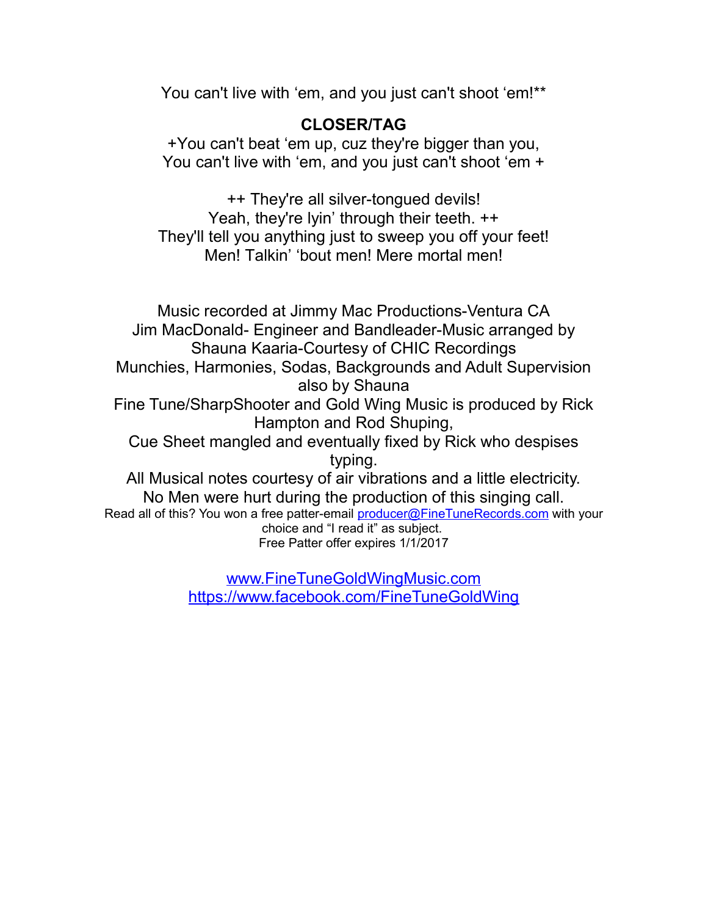You can't live with 'em, and you just can't shoot 'em!**

**CLOSER/TAG**

+You can't beat 'em up, cuz they're bigger than you,
You can't live with 'em, and you just can't shoot 'em +

++ They're all silver-tongued devils!
Yeah, they're lyin' through their teeth. ++
They'll tell you anything just to sweep you off your feet!
Men! Talkin' 'bout men! Mere mortal men!

Music recorded at Jimmy Mac Productions-Ventura CA
Jim MacDonald- Engineer and Bandleader-Music arranged by Shauna Kaaria-Courtesy of CHIC Recordings
Munchies, Harmonies, Sodas, Backgrounds and Adult Supervision also by Shauna
Fine Tune/SharpShooter and Gold Wing Music is produced by Rick Hampton and Rod Shuping,
Cue Sheet mangled and eventually fixed by Rick who despises typing.
All Musical notes courtesy of air vibrations and a little electricity.
No Men were hurt during the production of this singing call.
Read all of this? You won a free patter-email producer@FineTuneRecords.com with your choice and "I read it" as subject.
Free Patter offer expires 1/1/2017

www.FineTuneGoldWingMusic.com
https://www.facebook.com/FineTuneGoldWing